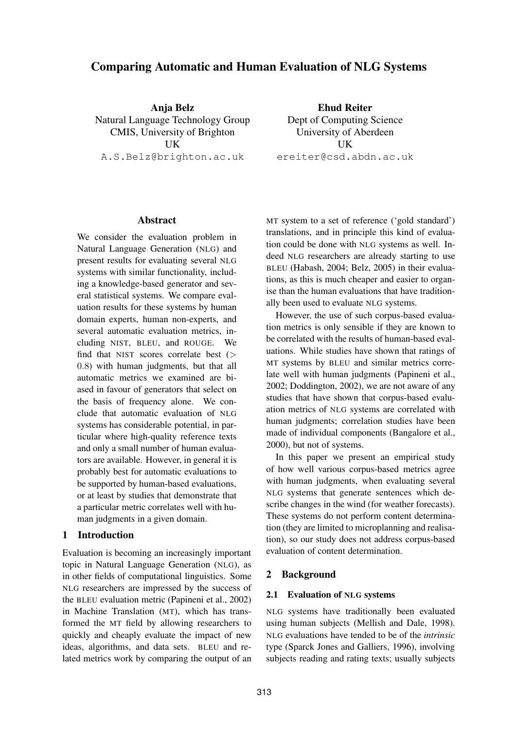# Comparing Automatic and Human Evaluation of NLG Systems

**Anja Belz**
Natural Language Technology Group
CMIS, University of Brighton
UK
A.S.Belz@brighton.ac.uk

**Ehud Reiter**
Dept of Computing Science
University of Aberdeen
UK
ereiter@csd.abdn.ac.uk

## Abstract

We consider the evaluation problem in Natural Language Generation (NLG) and present results for evaluating several NLG systems with similar functionality, including a knowledge-based generator and several statistical systems. We compare evaluation results for these systems by human domain experts, human non-experts, and several automatic evaluation metrics, including NIST, BLEU, and ROUGE. We find that NIST scores correlate best ($> 0.8$) with human judgments, but that all automatic metrics we examined are biased in favour of generators that select on the basis of frequency alone. We conclude that automatic evaluation of NLG systems has considerable potential, in particular where high-quality reference texts and only a small number of human evaluators are available. However, in general it is probably best for automatic evaluations to be supported by human-based evaluations, or at least by studies that demonstrate that a particular metric correlates well with human judgments in a given domain.

## 1 Introduction

Evaluation is becoming an increasingly important topic in Natural Language Generation (NLG), as in other fields of computational linguistics. Some NLG researchers are impressed by the success of the BLEU evaluation metric (Papineni et al., 2002) in Machine Translation (MT), which has transformed the MT field by allowing researchers to quickly and cheaply evaluate the impact of new ideas, algorithms, and data sets. BLEU and related metrics work by comparing the output of an MT system to a set of reference ('gold standard') translations, and in principle this kind of evaluation could be done with NLG systems as well. Indeed NLG researchers are already starting to use BLEU (Habash, 2004; Belz, 2005) in their evaluations, as this is much cheaper and easier to organise than the human evaluations that have traditionally been used to evaluate NLG systems.

However, the use of such corpus-based evaluation metrics is only sensible if they are known to be correlated with the results of human-based evaluations. While studies have shown that ratings of MT systems by BLEU and similar metrics correlate well with human judgments (Papineni et al., 2002; Doddington, 2002), we are not aware of any studies that have shown that corpus-based evaluation metrics of NLG systems are correlated with human judgments; correlation studies have been made of individual components (Bangalore et al., 2000), but not of systems.

In this paper we present an empirical study of how well various corpus-based metrics agree with human judgments, when evaluating several NLG systems that generate sentences which describe changes in the wind (for weather forecasts). These systems do not perform content determination (they are limited to microplanning and realisation), so our study does not address corpus-based evaluation of content determination.

## 2 Background

### 2.1 Evaluation of NLG systems

NLG systems have traditionally been evaluated using human subjects (Mellish and Dale, 1998). NLG evaluations have tended to be of the *intrinsic* type (Sparck Jones and Galliers, 1996), involving subjects reading and rating texts; usually subjects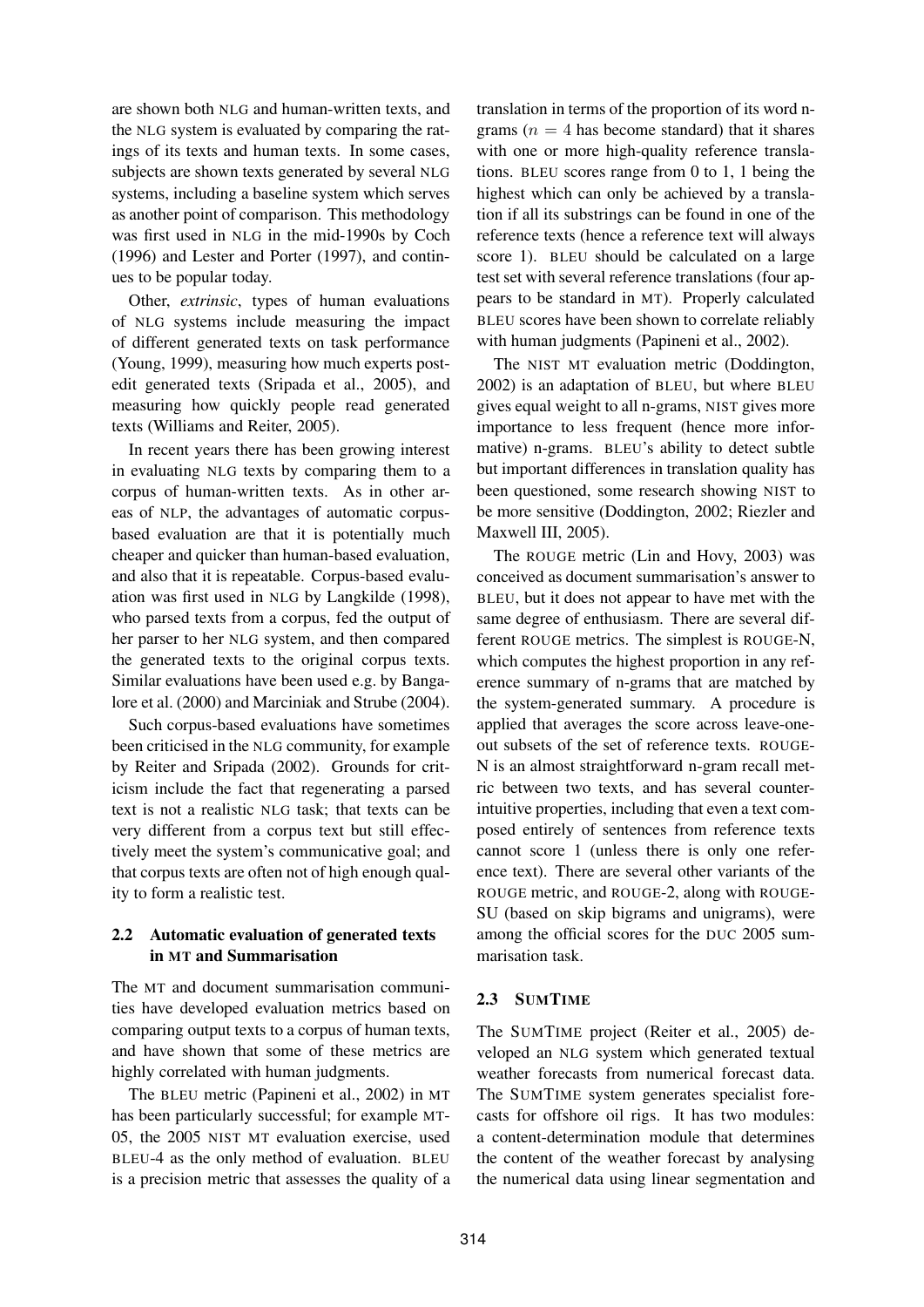are shown both NLG and human-written texts, and the NLG system is evaluated by comparing the ratings of its texts and human texts. In some cases, subjects are shown texts generated by several NLG systems, including a baseline system which serves as another point of comparison. This methodology was first used in NLG in the mid-1990s by Coch (1996) and Lester and Porter (1997), and continues to be popular today.

Other, *extrinsic*, types of human evaluations of NLG systems include measuring the impact of different generated texts on task performance (Young, 1999), measuring how much experts post-edit generated texts (Sripada et al., 2005), and measuring how quickly people read generated texts (Williams and Reiter, 2005).

In recent years there has been growing interest in evaluating NLG texts by comparing them to a corpus of human-written texts. As in other areas of NLP, the advantages of automatic corpus-based evaluation are that it is potentially much cheaper and quicker than human-based evaluation, and also that it is repeatable. Corpus-based evaluation was first used in NLG by Langkilde (1998), who parsed texts from a corpus, fed the output of her parser to her NLG system, and then compared the generated texts to the original corpus texts. Similar evaluations have been used e.g. by Bangalore et al. (2000) and Marciniak and Strube (2004).

Such corpus-based evaluations have sometimes been criticised in the NLG community, for example by Reiter and Sripada (2002). Grounds for criticism include the fact that regenerating a parsed text is not a realistic NLG task; that texts can be very different from a corpus text but still effectively meet the system's communicative goal; and that corpus texts are often not of high enough quality to form a realistic test.

### 2.2 Automatic evaluation of generated texts in MT and Summarisation

The MT and document summarisation communities have developed evaluation metrics based on comparing output texts to a corpus of human texts, and have shown that some of these metrics are highly correlated with human judgments.

The BLEU metric (Papineni et al., 2002) in MT has been particularly successful; for example MT-05, the 2005 NIST MT evaluation exercise, used BLEU-4 as the only method of evaluation. BLEU is a precision metric that assesses the quality of a translation in terms of the proportion of its word n-grams ($n = 4$ has become standard) that it shares with one or more high-quality reference translations. BLEU scores range from 0 to 1, 1 being the highest which can only be achieved by a translation if all its substrings can be found in one of the reference texts (hence a reference text will always score 1). BLEU should be calculated on a large test set with several reference translations (four appears to be standard in MT). Properly calculated BLEU scores have been shown to correlate reliably with human judgments (Papineni et al., 2002).

The NIST MT evaluation metric (Doddington, 2002) is an adaptation of BLEU, but where BLEU gives equal weight to all n-grams, NIST gives more importance to less frequent (hence more informative) n-grams. BLEU's ability to detect subtle but important differences in translation quality has been questioned, some research showing NIST to be more sensitive (Doddington, 2002; Riezler and Maxwell III, 2005).

The ROUGE metric (Lin and Hovy, 2003) was conceived as document summarisation's answer to BLEU, but it does not appear to have met with the same degree of enthusiasm. There are several different ROUGE metrics. The simplest is ROUGE-N, which computes the highest proportion in any reference summary of n-grams that are matched by the system-generated summary. A procedure is applied that averages the score across leave-one-out subsets of the set of reference texts. ROUGE-N is an almost straightforward n-gram recall metric between two texts, and has several counter-intuitive properties, including that even a text composed entirely of sentences from reference texts cannot score 1 (unless there is only one reference text). There are several other variants of the ROUGE metric, and ROUGE-2, along with ROUGE-SU (based on skip bigrams and unigrams), were among the official scores for the DUC 2005 summarisation task.

### 2.3 SUMTIME

The SUMTIME project (Reiter et al., 2005) developed an NLG system which generated textual weather forecasts from numerical forecast data. The SUMTIME system generates specialist forecasts for offshore oil rigs. It has two modules: a content-determination module that determines the content of the weather forecast by analysing the numerical data using linear segmentation and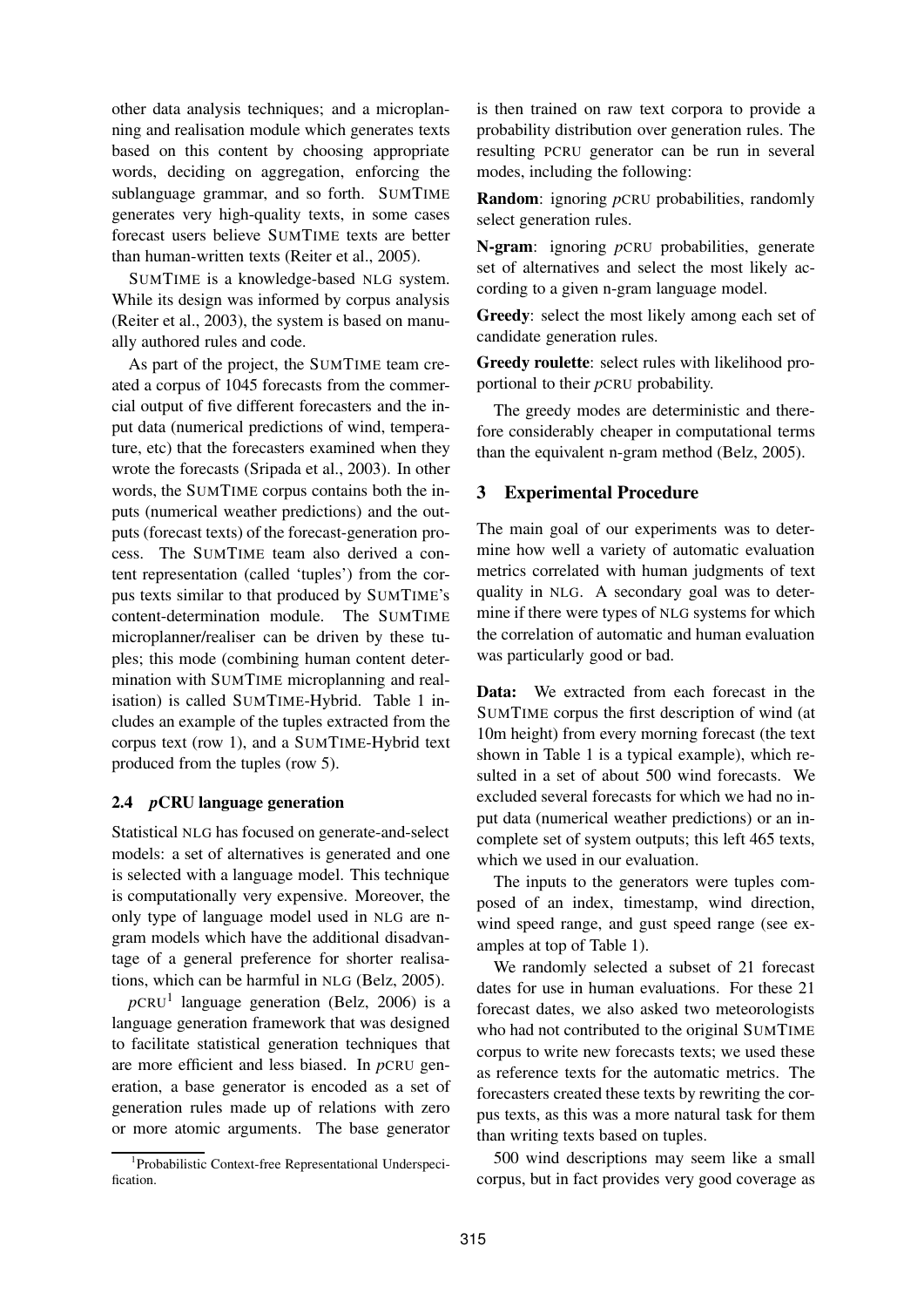other data analysis techniques; and a microplanning and realisation module which generates texts based on this content by choosing appropriate words, deciding on aggregation, enforcing the sublanguage grammar, and so forth. SUMTIME generates very high-quality texts, in some cases forecast users believe SUMTIME texts are better than human-written texts (Reiter et al., 2005).

SUMTIME is a knowledge-based NLG system. While its design was informed by corpus analysis (Reiter et al., 2003), the system is based on manually authored rules and code.

As part of the project, the SUMTIME team created a corpus of 1045 forecasts from the commercial output of five different forecasters and the input data (numerical predictions of wind, temperature, etc) that the forecasters examined when they wrote the forecasts (Sripada et al., 2003). In other words, the SUMTIME corpus contains both the inputs (numerical weather predictions) and the outputs (forecast texts) of the forecast-generation process. The SUMTIME team also derived a content representation (called 'tuples') from the corpus texts similar to that produced by SUMTIME's content-determination module. The SUMTIME microplanner/realiser can be driven by these tuples; this mode (combining human content determination with SUMTIME microplanning and realisation) is called SUMTIME-Hybrid. Table 1 includes an example of the tuples extracted from the corpus text (row 1), and a SUMTIME-Hybrid text produced from the tuples (row 5).

### 2.4 *p*CRU language generation

Statistical NLG has focused on generate-and-select models: a set of alternatives is generated and one is selected with a language model. This technique is computationally very expensive. Moreover, the only type of language model used in NLG are n-gram models which have the additional disadvantage of a general preference for shorter realisations, which can be harmful in NLG (Belz, 2005).

*p*CRU[1] language generation (Belz, 2006) is a language generation framework that was designed to facilitate statistical generation techniques that are more efficient and less biased. In *p*CRU generation, a base generator is encoded as a set of generation rules made up of relations with zero or more atomic arguments. The base generator is then trained on raw text corpora to provide a probability distribution over generation rules. The resulting PCRU generator can be run in several modes, including the following:

**Random**: ignoring *p*CRU probabilities, randomly select generation rules.

**N-gram**: ignoring *p*CRU probabilities, generate set of alternatives and select the most likely according to a given n-gram language model.

**Greedy**: select the most likely among each set of candidate generation rules.

**Greedy roulette**: select rules with likelihood proportional to their *p*CRU probability.

The greedy modes are deterministic and therefore considerably cheaper in computational terms than the equivalent n-gram method (Belz, 2005).

## 3 Experimental Procedure

The main goal of our experiments was to determine how well a variety of automatic evaluation metrics correlated with human judgments of text quality in NLG. A secondary goal was to determine if there were types of NLG systems for which the correlation of automatic and human evaluation was particularly good or bad.

**Data:** We extracted from each forecast in the SUMTIME corpus the first description of wind (at 10m height) from every morning forecast (the text shown in Table 1 is a typical example), which resulted in a set of about 500 wind forecasts. We excluded several forecasts for which we had no input data (numerical weather predictions) or an incomplete set of system outputs; this left 465 texts, which we used in our evaluation.

The inputs to the generators were tuples composed of an index, timestamp, wind direction, wind speed range, and gust speed range (see examples at top of Table 1).

We randomly selected a subset of 21 forecast dates for use in human evaluations. For these 21 forecast dates, we also asked two meteorologists who had not contributed to the original SUMTIME corpus to write new forecasts texts; we used these as reference texts for the automatic metrics. The forecasters created these texts by rewriting the corpus texts, as this was a more natural task for them than writing texts based on tuples.

500 wind descriptions may seem like a small corpus, but in fact provides very good coverage as

[1] Probabilistic Context-free Representational Underspecification.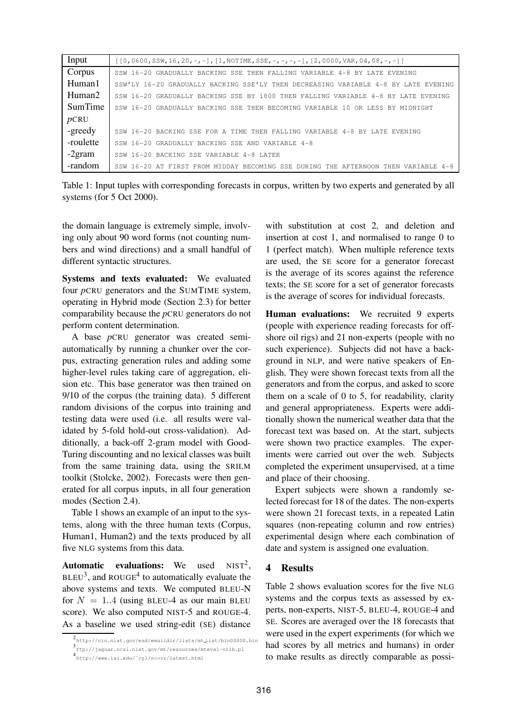| Input | [[0,0600,SSW,16,20,-,-],[1,NOTIME,SSE,-,-,-,-],[2,0000,VAR,04,08,-,-]] |
|---|---|
| Corpus | SSW 16-20 GRADUALLY BACKING SSE THEN FALLING VARIABLE 4-8 BY LATE EVENING |
| Human1 | SSW'LY 16-20 GRADUALLY BACKING SSE'LY THEN DECREASING VARIABLE 4-8 BY LATE EVENING |
| Human2 | SSW 16-20 GRADUALLY BACKING SSE BY 1800 THEN FALLING VARIABLE 4-8 BY LATE EVENING |
| SumTime | SSW 16-20 GRADUALLY BACKING SSE THEN BECOMING VARIABLE 10 OR LESS BY MIDNIGHT |
| *p*CRU | |
| -greedy | SSW 16-20 BACKING SSE FOR A TIME THEN FALLING VARIABLE 4-8 BY LATE EVENING |
| -roulette | SSW 16-20 GRADUALLY BACKING SSE AND VARIABLE 4-8 |
| -2gram | SSW 16-20 BACKING SSE VARIABLE 4-8 LATER |
| -random | SSW 16-20 AT FIRST FROM MIDDAY BECOMING SSE DURING THE AFTERNOON THEN VARIABLE 4-8 |

Table 1: Input tuples with corresponding forecasts in corpus, written by two experts and generated by all systems (for 5 Oct 2000).

the domain language is extremely simple, involving only about 90 word forms (not counting numbers and wind directions) and a small handful of different syntactic structures.

**Systems and texts evaluated:** We evaluated four *p*CRU generators and the SUMTIME system, operating in Hybrid mode (Section 2.3) for better comparability because the *p*CRU generators do not perform content determination.

A base *p*CRU generator was created semi-automatically by running a chunker over the corpus, extracting generation rules and adding some higher-level rules taking care of aggregation, elision etc. This base generator was then trained on 9/10 of the corpus (the training data). 5 different random divisions of the corpus into training and testing data were used (i.e. all results were validated by 5-fold hold-out cross-validation). Additionally, a back-off 2-gram model with Good-Turing discounting and no lexical classes was built from the same training data, using the SRILM toolkit (Stolcke, 2002). Forecasts were then generated for all corpus inputs, in all four generation modes (Section 2.4).

Table 1 shows an example of an input to the systems, along with the three human texts (Corpus, Human1, Human2) and the texts produced by all five NLG systems from this data.

**Automatic evaluations:** We used NIST[2], BLEU[3], and ROUGE[4] to automatically evaluate the above systems and texts. We computed BLEU-N for $N = 1..4$ (using BLEU-4 as our main BLEU score). We also computed NIST-5 and ROUGE-4. As a baseline we used string-edit (SE) distance with substitution at cost 2, and deletion and insertion at cost 1, and normalised to range 0 to 1 (perfect match). When multiple reference texts are used, the SE score for a generator forecast is the average of its scores against the reference texts; the SE score for a set of generator forecasts is the average of scores for individual forecasts.

**Human evaluations:** We recruited 9 experts (people with experience reading forecasts for offshore oil rigs) and 21 non-experts (people with no such experience). Subjects did not have a background in NLP, and were native speakers of English. They were shown forecast texts from all the generators and from the corpus, and asked to score them on a scale of 0 to 5, for readability, clarity and general appropriateness. Experts were additionally shown the numerical weather data that the forecast text was based on. At the start, subjects were shown two practice examples. The experiments were carried out over the web. Subjects completed the experiment unsupervised, at a time and place of their choosing.

Expert subjects were shown a randomly selected forecast for 18 of the dates. The non-experts were shown 21 forecast texts, in a repeated Latin squares (non-repeating column and row entries) experimental design where each combination of date and system is assigned one evaluation.

## 4 Results

Table 2 shows evaluation scores for the five NLG systems and the corpus texts as assessed by experts, non-experts, NIST-5, BLEU-4, ROUGE-4 and SE. Scores are averaged over the 18 forecasts that were used in the expert experiments (for which we had scores by all metrics and humans) in order to make results as directly comparable as possi-

[2] http://cio.nist.gov/esd/emaildir/lists/mt_list/bin00000.bin

[3] ftp://jaguar.ncsl.nist.gov/mt/resources/mteval-v11b.pl

[4] http://www.isi.edu/~cyl/ROUGE/latest.html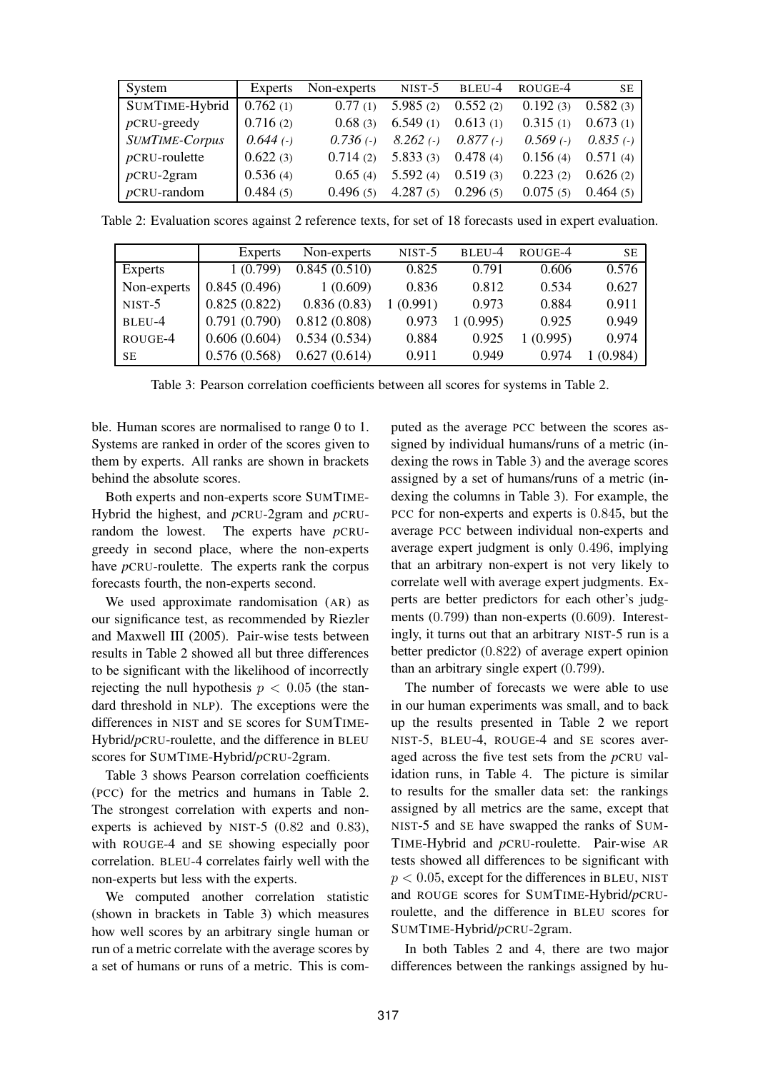| System | Experts | Non-experts | NIST-5 | BLEU-4 | ROUGE-4 | SE |
|---|---|---|---|---|---|---|
| SUMTIME-Hybrid | 0.762 (1) | 0.77 (1) | 5.985 (2) | 0.552 (2) | 0.192 (3) | 0.582 (3) |
| *p*CRU-greedy | 0.716 (2) | 0.68 (3) | 6.549 (1) | 0.613 (1) | 0.315 (1) | 0.673 (1) |
| *SUMTIME-Corpus* | *0.644 (-)* | *0.736 (-)* | *8.262 (-)* | *0.877 (-)* | *0.569 (-)* | *0.835 (-)* |
| *p*CRU-roulette | 0.622 (3) | 0.714 (2) | 5.833 (3) | 0.478 (4) | 0.156 (4) | 0.571 (4) |
| *p*CRU-2gram | 0.536 (4) | 0.65 (4) | 5.592 (4) | 0.519 (3) | 0.223 (2) | 0.626 (2) |
| *p*CRU-random | 0.484 (5) | 0.496 (5) | 4.287 (5) | 0.296 (5) | 0.075 (5) | 0.464 (5) |

Table 2: Evaluation scores against 2 reference texts, for set of 18 forecasts used in expert evaluation.

| | Experts | Non-experts | NIST-5 | BLEU-4 | ROUGE-4 | SE |
|---|---|---|---|---|---|---|
| Experts | 1 (0.799) | 0.845 (0.510) | 0.825 | 0.791 | 0.606 | 0.576 |
| Non-experts | 0.845 (0.496) | 1 (0.609) | 0.836 | 0.812 | 0.534 | 0.627 |
| NIST-5 | 0.825 (0.822) | 0.836 (0.83) | 1 (0.991) | 0.973 | 0.884 | 0.911 |
| BLEU-4 | 0.791 (0.790) | 0.812 (0.808) | 0.973 | 1 (0.995) | 0.925 | 0.949 |
| ROUGE-4 | 0.606 (0.604) | 0.534 (0.534) | 0.884 | 0.925 | 1 (0.995) | 0.974 |
| SE | 0.576 (0.568) | 0.627 (0.614) | 0.911 | 0.949 | 0.974 | 1 (0.984) |

Table 3: Pearson correlation coefficients between all scores for systems in Table 2.

ble. Human scores are normalised to range 0 to 1. Systems are ranked in order of the scores given to them by experts. All ranks are shown in brackets behind the absolute scores.

Both experts and non-experts score SUMTIME-Hybrid the highest, and *p*CRU-2gram and *p*CRU-random the lowest. The experts have *p*CRU-greedy in second place, where the non-experts have *p*CRU-roulette. The experts rank the corpus forecasts fourth, the non-experts second.

We used approximate randomisation (AR) as our significance test, as recommended by Riezler and Maxwell III (2005). Pair-wise tests between results in Table 2 showed all but three differences to be significant with the likelihood of incorrectly rejecting the null hypothesis $p < 0.05$ (the standard threshold in NLP). The exceptions were the differences in NIST and SE scores for SUMTIME-Hybrid/*p*CRU-roulette, and the difference in BLEU scores for SUMTIME-Hybrid/*p*CRU-2gram.

Table 3 shows Pearson correlation coefficients (PCC) for the metrics and humans in Table 2. The strongest correlation with experts and non-experts is achieved by NIST-5 (0.82 and 0.83), with ROUGE-4 and SE showing especially poor correlation. BLEU-4 correlates fairly well with the non-experts but less with the experts.

We computed another correlation statistic (shown in brackets in Table 3) which measures how well scores by an arbitrary single human or run of a metric correlate with the average scores by a set of humans or runs of a metric. This is computed as the average PCC between the scores assigned by individual humans/runs of a metric (indexing the rows in Table 3) and the average scores assigned by a set of humans/runs of a metric (indexing the columns in Table 3). For example, the PCC for non-experts and experts is 0.845, but the average PCC between individual non-experts and average expert judgment is only 0.496, implying that an arbitrary non-expert is not very likely to correlate well with average expert judgments. Experts are better predictors for each other's judgments (0.799) than non-experts (0.609). Interestingly, it turns out that an arbitrary NIST-5 run is a better predictor (0.822) of average expert opinion than an arbitrary single expert (0.799).

The number of forecasts we were able to use in our human experiments was small, and to back up the results presented in Table 2 we report NIST-5, BLEU-4, ROUGE-4 and SE scores averaged across the five test sets from the *p*CRU validation runs, in Table 4. The picture is similar to results for the smaller data set: the rankings assigned by all metrics are the same, except that NIST-5 and SE have swapped the ranks of SUMTIME-Hybrid and *p*CRU-roulette. Pair-wise AR tests showed all differences to be significant with $p < 0.05$, except for the differences in BLEU, NIST and ROUGE scores for SUMTIME-Hybrid/*p*CRU-roulette, and the difference in BLEU scores for SUMTIME-Hybrid/*p*CRU-2gram.

In both Tables 2 and 4, there are two major differences between the rankings assigned by hu-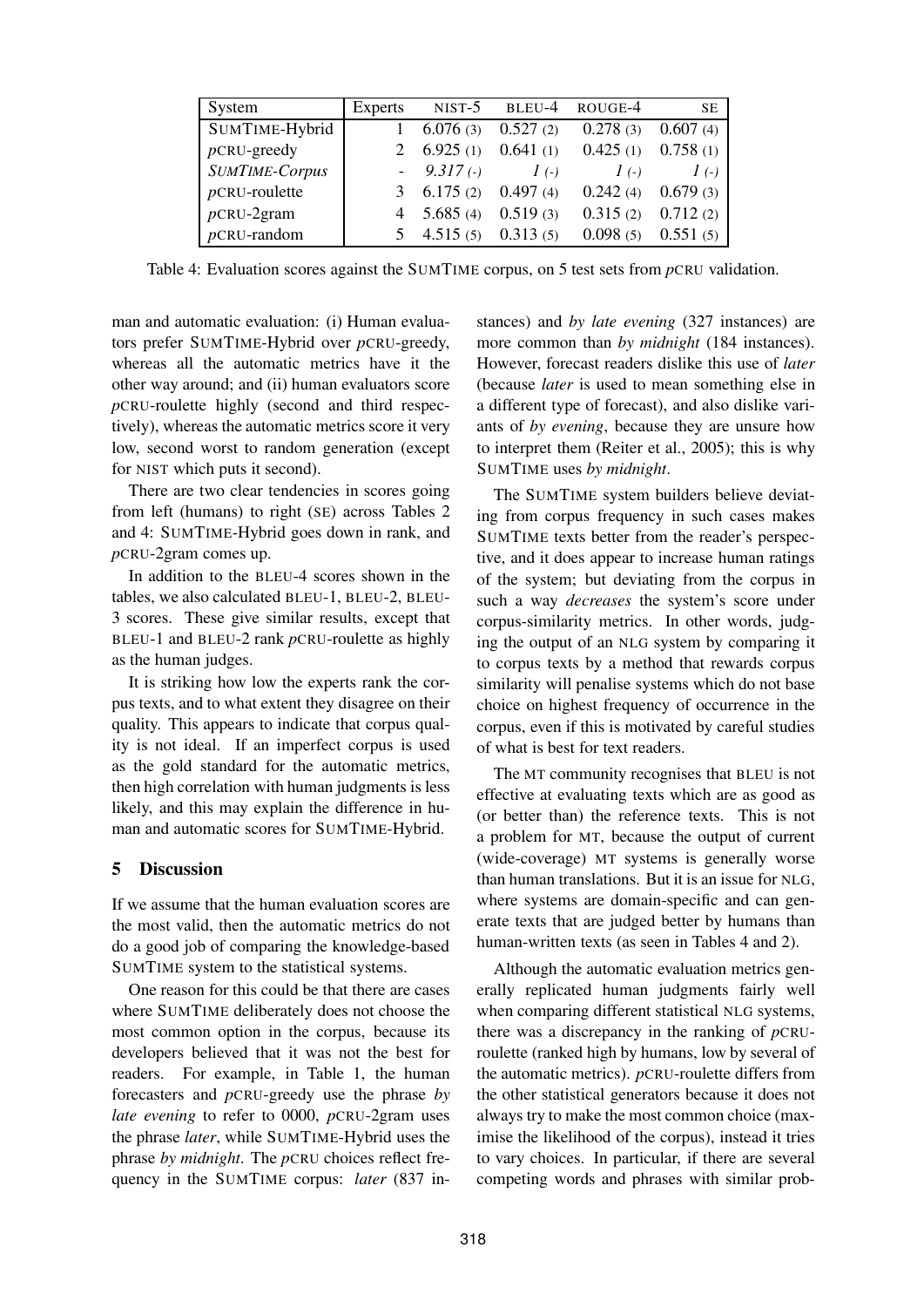| System | Experts | NIST-5 | BLEU-4 | ROUGE-4 | SE |
|---|---|---|---|---|---|
| SUMTIME-Hybrid | 1 | 6.076 (3) | 0.527 (2) | 0.278 (3) | 0.607 (4) |
| *p*CRU-greedy | 2 | 6.925 (1) | 0.641 (1) | 0.425 (1) | 0.758 (1) |
| *SUMTIME-Corpus* | - | *9.317 (-)* | *1 (-)* | *1 (-)* | *1 (-)* |
| *p*CRU-roulette | 3 | 6.175 (2) | 0.497 (4) | 0.242 (4) | 0.679 (3) |
| *p*CRU-2gram | 4 | 5.685 (4) | 0.519 (3) | 0.315 (2) | 0.712 (2) |
| *p*CRU-random | 5 | 4.515 (5) | 0.313 (5) | 0.098 (5) | 0.551 (5) |

Table 4: Evaluation scores against the SUMTIME corpus, on 5 test sets from *p*CRU validation.

man and automatic evaluation: (i) Human evaluators prefer SUMTIME-Hybrid over *p*CRU-greedy, whereas all the automatic metrics have it the other way around; and (ii) human evaluators score *p*CRU-roulette highly (second and third respectively), whereas the automatic metrics score it very low, second worst to random generation (except for NIST which puts it second).

There are two clear tendencies in scores going from left (humans) to right (SE) across Tables 2 and 4: SUMTIME-Hybrid goes down in rank, and *p*CRU-2gram comes up.

In addition to the BLEU-4 scores shown in the tables, we also calculated BLEU-1, BLEU-2, BLEU-3 scores. These give similar results, except that BLEU-1 and BLEU-2 rank *p*CRU-roulette as highly as the human judges.

It is striking how low the experts rank the corpus texts, and to what extent they disagree on their quality. This appears to indicate that corpus quality is not ideal. If an imperfect corpus is used as the gold standard for the automatic metrics, then high correlation with human judgments is less likely, and this may explain the difference in human and automatic scores for SUMTIME-Hybrid.

## 5 Discussion

If we assume that the human evaluation scores are the most valid, then the automatic metrics do not do a good job of comparing the knowledge-based SUMTIME system to the statistical systems.

One reason for this could be that there are cases where SUMTIME deliberately does not choose the most common option in the corpus, because its developers believed that it was not the best for readers. For example, in Table 1, the human forecasters and *p*CRU-greedy use the phrase *by late evening* to refer to 0000, *p*CRU-2gram uses the phrase *later*, while SUMTIME-Hybrid uses the phrase *by midnight*. The *p*CRU choices reflect frequency in the SUMTIME corpus: *later* (837 instances) and *by late evening* (327 instances) are more common than *by midnight* (184 instances). However, forecast readers dislike this use of *later* (because *later* is used to mean something else in a different type of forecast), and also dislike variants of *by evening*, because they are unsure how to interpret them (Reiter et al., 2005); this is why SUMTIME uses *by midnight*.

The SUMTIME system builders believe deviating from corpus frequency in such cases makes SUMTIME texts better from the reader's perspective, and it does appear to increase human ratings of the system; but deviating from the corpus in such a way *decreases* the system's score under corpus-similarity metrics. In other words, judging the output of an NLG system by comparing it to corpus texts by a method that rewards corpus similarity will penalise systems which do not base choice on highest frequency of occurrence in the corpus, even if this is motivated by careful studies of what is best for text readers.

The MT community recognises that BLEU is not effective at evaluating texts which are as good as (or better than) the reference texts. This is not a problem for MT, because the output of current (wide-coverage) MT systems is generally worse than human translations. But it is an issue for NLG, where systems are domain-specific and can generate texts that are judged better by humans than human-written texts (as seen in Tables 4 and 2).

Although the automatic evaluation metrics generally replicated human judgments fairly well when comparing different statistical NLG systems, there was a discrepancy in the ranking of *p*CRU-roulette (ranked high by humans, low by several of the automatic metrics). *p*CRU-roulette differs from the other statistical generators because it does not always try to make the most common choice (maximise the likelihood of the corpus), instead it tries to vary choices. In particular, if there are several competing words and phrases with similar prob-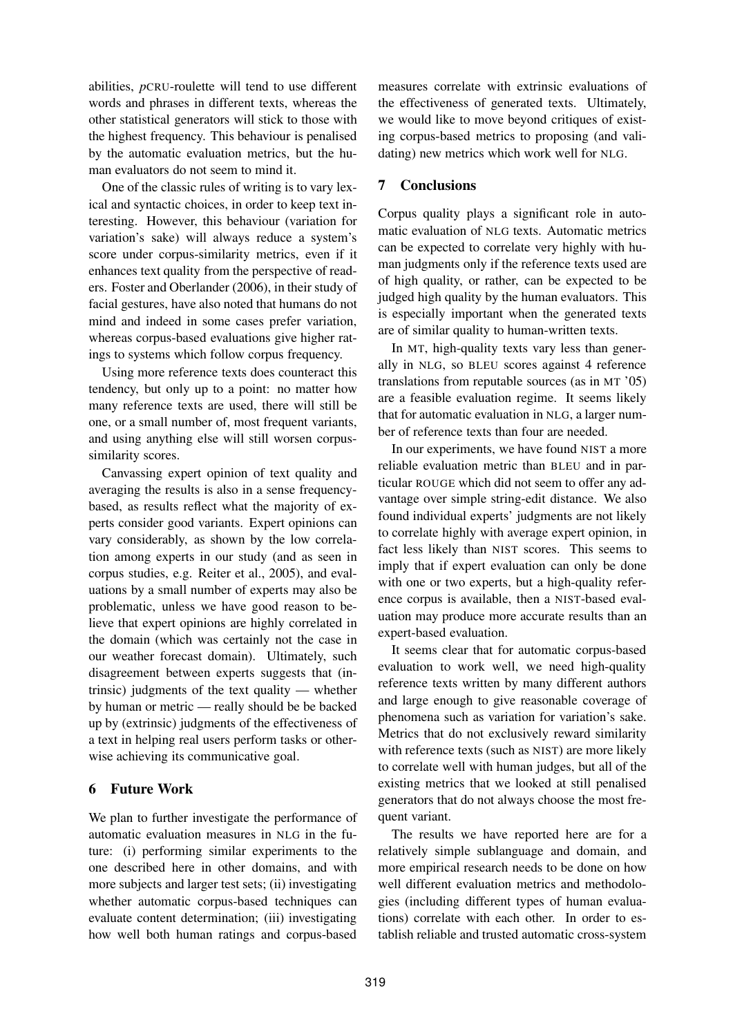abilities, *p*CRU-roulette will tend to use different words and phrases in different texts, whereas the other statistical generators will stick to those with the highest frequency. This behaviour is penalised by the automatic evaluation metrics, but the human evaluators do not seem to mind it.

One of the classic rules of writing is to vary lexical and syntactic choices, in order to keep text interesting. However, this behaviour (variation for variation's sake) will always reduce a system's score under corpus-similarity metrics, even if it enhances text quality from the perspective of readers. Foster and Oberlander (2006), in their study of facial gestures, have also noted that humans do not mind and indeed in some cases prefer variation, whereas corpus-based evaluations give higher ratings to systems which follow corpus frequency.

Using more reference texts does counteract this tendency, but only up to a point: no matter how many reference texts are used, there will still be one, or a small number of, most frequent variants, and using anything else will still worsen corpus-similarity scores.

Canvassing expert opinion of text quality and averaging the results is also in a sense frequency-based, as results reflect what the majority of experts consider good variants. Expert opinions can vary considerably, as shown by the low correlation among experts in our study (and as seen in corpus studies, e.g. Reiter et al., 2005), and evaluations by a small number of experts may also be problematic, unless we have good reason to believe that expert opinions are highly correlated in the domain (which was certainly not the case in our weather forecast domain). Ultimately, such disagreement between experts suggests that (intrinsic) judgments of the text quality — whether by human or metric — really should be be backed up by (extrinsic) judgments of the effectiveness of a text in helping real users perform tasks or otherwise achieving its communicative goal.

## 6 Future Work

We plan to further investigate the performance of automatic evaluation measures in NLG in the future: (i) performing similar experiments to the one described here in other domains, and with more subjects and larger test sets; (ii) investigating whether automatic corpus-based techniques can evaluate content determination; (iii) investigating how well both human ratings and corpus-based measures correlate with extrinsic evaluations of the effectiveness of generated texts. Ultimately, we would like to move beyond critiques of existing corpus-based metrics to proposing (and validating) new metrics which work well for NLG.

## 7 Conclusions

Corpus quality plays a significant role in automatic evaluation of NLG texts. Automatic metrics can be expected to correlate very highly with human judgments only if the reference texts used are of high quality, or rather, can be expected to be judged high quality by the human evaluators. This is especially important when the generated texts are of similar quality to human-written texts.

In MT, high-quality texts vary less than generally in NLG, so BLEU scores against 4 reference translations from reputable sources (as in MT '05) are a feasible evaluation regime. It seems likely that for automatic evaluation in NLG, a larger number of reference texts than four are needed.

In our experiments, we have found NIST a more reliable evaluation metric than BLEU and in particular ROUGE which did not seem to offer any advantage over simple string-edit distance. We also found individual experts' judgments are not likely to correlate highly with average expert opinion, in fact less likely than NIST scores. This seems to imply that if expert evaluation can only be done with one or two experts, but a high-quality reference corpus is available, then a NIST-based evaluation may produce more accurate results than an expert-based evaluation.

It seems clear that for automatic corpus-based evaluation to work well, we need high-quality reference texts written by many different authors and large enough to give reasonable coverage of phenomena such as variation for variation's sake. Metrics that do not exclusively reward similarity with reference texts (such as NIST) are more likely to correlate well with human judges, but all of the existing metrics that we looked at still penalised generators that do not always choose the most frequent variant.

The results we have reported here are for a relatively simple sublanguage and domain, and more empirical research needs to be done on how well different evaluation metrics and methodologies (including different types of human evaluations) correlate with each other. In order to establish reliable and trusted automatic cross-system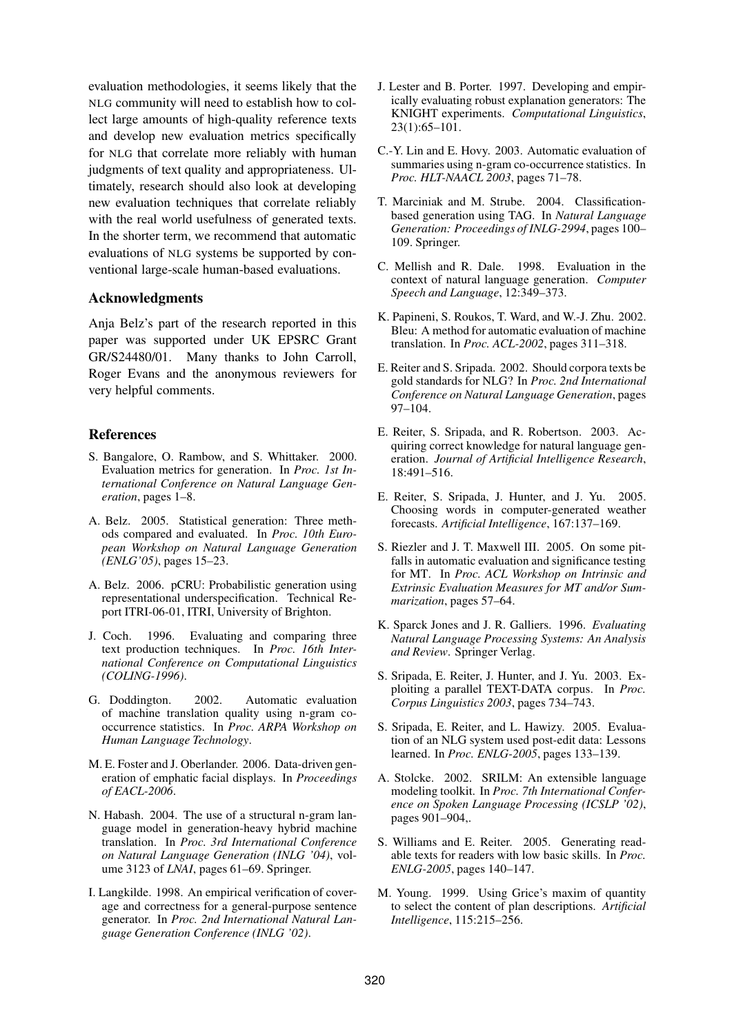evaluation methodologies, it seems likely that the NLG community will need to establish how to collect large amounts of high-quality reference texts and develop new evaluation metrics specifically for NLG that correlate more reliably with human judgments of text quality and appropriateness. Ultimately, research should also look at developing new evaluation techniques that correlate reliably with the real world usefulness of generated texts. In the shorter term, we recommend that automatic evaluations of NLG systems be supported by conventional large-scale human-based evaluations.

## Acknowledgments

Anja Belz's part of the research reported in this paper was supported under UK EPSRC Grant GR/S24480/01. Many thanks to John Carroll, Roger Evans and the anonymous reviewers for very helpful comments.

## References

S. Bangalore, O. Rambow, and S. Whittaker. 2000. Evaluation metrics for generation. In *Proc. 1st International Conference on Natural Language Generation*, pages 1–8.

A. Belz. 2005. Statistical generation: Three methods compared and evaluated. In *Proc. 10th European Workshop on Natural Language Generation (ENLG'05)*, pages 15–23.

A. Belz. 2006. pCRU: Probabilistic generation using representational underspecification. Technical Report ITRI-06-01, ITRI, University of Brighton.

J. Coch. 1996. Evaluating and comparing three text production techniques. In *Proc. 16th International Conference on Computational Linguistics (COLING-1996)*.

G. Doddington. 2002. Automatic evaluation of machine translation quality using n-gram co-occurrence statistics. In *Proc. ARPA Workshop on Human Language Technology*.

M. E. Foster and J. Oberlander. 2006. Data-driven generation of emphatic facial displays. In *Proceedings of EACL-2006*.

N. Habash. 2004. The use of a structural n-gram language model in generation-heavy hybrid machine translation. In *Proc. 3rd International Conference on Natural Language Generation (INLG '04)*, volume 3123 of *LNAI*, pages 61–69. Springer.

I. Langkilde. 1998. An empirical verification of coverage and correctness for a general-purpose sentence generator. In *Proc. 2nd International Natural Language Generation Conference (INLG '02)*.

J. Lester and B. Porter. 1997. Developing and empirically evaluating robust explanation generators: The KNIGHT experiments. *Computational Linguistics*, 23(1):65–101.

C.-Y. Lin and E. Hovy. 2003. Automatic evaluation of summaries using n-gram co-occurrence statistics. In *Proc. HLT-NAACL 2003*, pages 71–78.

T. Marciniak and M. Strube. 2004. Classification-based generation using TAG. In *Natural Language Generation: Proceedings of INLG-2994*, pages 100–109. Springer.

C. Mellish and R. Dale. 1998. Evaluation in the context of natural language generation. *Computer Speech and Language*, 12:349–373.

K. Papineni, S. Roukos, T. Ward, and W.-J. Zhu. 2002. Bleu: A method for automatic evaluation of machine translation. In *Proc. ACL-2002*, pages 311–318.

E. Reiter and S. Sripada. 2002. Should corpora texts be gold standards for NLG? In *Proc. 2nd International Conference on Natural Language Generation*, pages 97–104.

E. Reiter, S. Sripada, and R. Robertson. 2003. Acquiring correct knowledge for natural language generation. *Journal of Artificial Intelligence Research*, 18:491–516.

E. Reiter, S. Sripada, J. Hunter, and J. Yu. 2005. Choosing words in computer-generated weather forecasts. *Artificial Intelligence*, 167:137–169.

S. Riezler and J. T. Maxwell III. 2005. On some pitfalls in automatic evaluation and significance testing for MT. In *Proc. ACL Workshop on Intrinsic and Extrinsic Evaluation Measures for MT and/or Summarization*, pages 57–64.

K. Sparck Jones and J. R. Galliers. 1996. *Evaluating Natural Language Processing Systems: An Analysis and Review*. Springer Verlag.

S. Sripada, E. Reiter, J. Hunter, and J. Yu. 2003. Exploiting a parallel TEXT-DATA corpus. In *Proc. Corpus Linguistics 2003*, pages 734–743.

S. Sripada, E. Reiter, and L. Hawizy. 2005. Evaluation of an NLG system used post-edit data: Lessons learned. In *Proc. ENLG-2005*, pages 133–139.

A. Stolcke. 2002. SRILM: An extensible language modeling toolkit. In *Proc. 7th International Conference on Spoken Language Processing (ICSLP '02)*, pages 901–904,.

S. Williams and E. Reiter. 2005. Generating readable texts for readers with low basic skills. In *Proc. ENLG-2005*, pages 140–147.

M. Young. 1999. Using Grice's maxim of quantity to select the content of plan descriptions. *Artificial Intelligence*, 115:215–256.